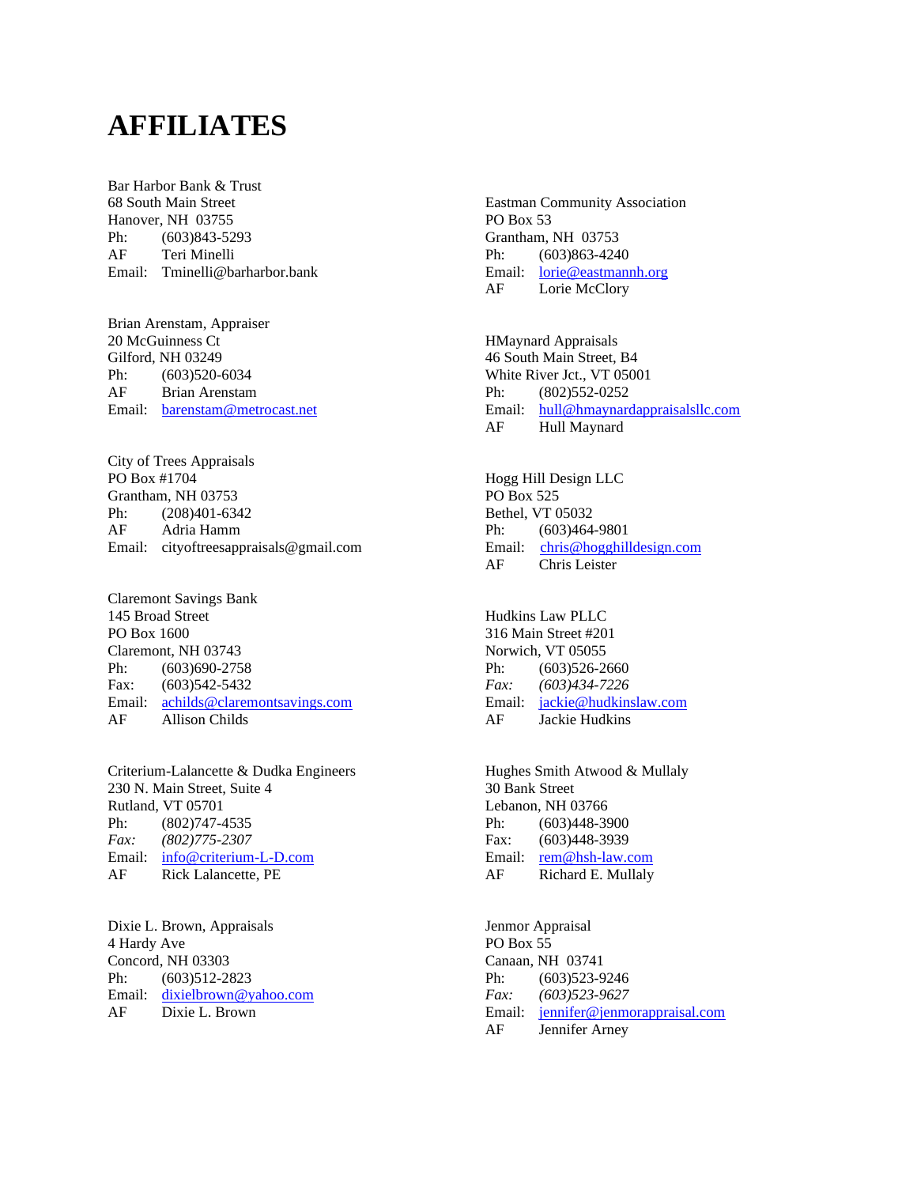# AFFILIATES

Bar Harbor Bank & Trust
68 South Main Street
Hanover, NH 03755
Ph: (603)843-5293
AF Teri Minelli
Email: Tminelli@barharbor.bank

Brian Arenstam, Appraiser
20 McGuinness Ct
Gilford, NH 03249
Ph: (603)520-6034
AF Brian Arenstam
Email: barenstam@metrocast.net

City of Trees Appraisals
PO Box #1704
Grantham, NH 03753
Ph: (208)401-6342
AF Adria Hamm
Email: cityoftreesappraisals@gmail.com

Claremont Savings Bank
145 Broad Street
PO Box 1600
Claremont, NH 03743
Ph: (603)690-2758
Fax: (603)542-5432
Email: achilds@claremontsavings.com
AF Allison Childs

Criterium-Lalancette & Dudka Engineers
230 N. Main Street, Suite 4
Rutland, VT 05701
Ph: (802)747-4535
*Fax: (802)775-2307*
Email: info@criterium-L-D.com
AF Rick Lalancette, PE

Dixie L. Brown, Appraisals
4 Hardy Ave
Concord, NH 03303
Ph: (603)512-2823
Email: dixielbrown@yahoo.com
AF Dixie L. Brown

Eastman Community Association
PO Box 53
Grantham, NH 03753
Ph: (603)863-4240
Email: lorie@eastmannh.org
AF Lorie McClory

HMaynard Appraisals
46 South Main Street, B4
White River Jct., VT 05001
Ph: (802)552-0252
Email: hull@hmaynardappraisalsllc.com
AF Hull Maynard

Hogg Hill Design LLC
PO Box 525
Bethel, VT 05032
Ph: (603)464-9801
Email: chris@hogghilldesign.com
AF Chris Leister

Hudkins Law PLLC
316 Main Street #201
Norwich, VT 05055
Ph: (603)526-2660
*Fax: (603)434-7226*
Email: jackie@hudkinslaw.com
AF Jackie Hudkins

Hughes Smith Atwood & Mullaly
30 Bank Street
Lebanon, NH 03766
Ph: (603)448-3900
Fax: (603)448-3939
Email: rem@hsh-law.com
AF Richard E. Mullaly

Jenmor Appraisal
PO Box 55
Canaan, NH 03741
Ph: (603)523-9246
*Fax: (603)523-9627*
Email: jennifer@jenmorappraisal.com
AF Jennifer Arney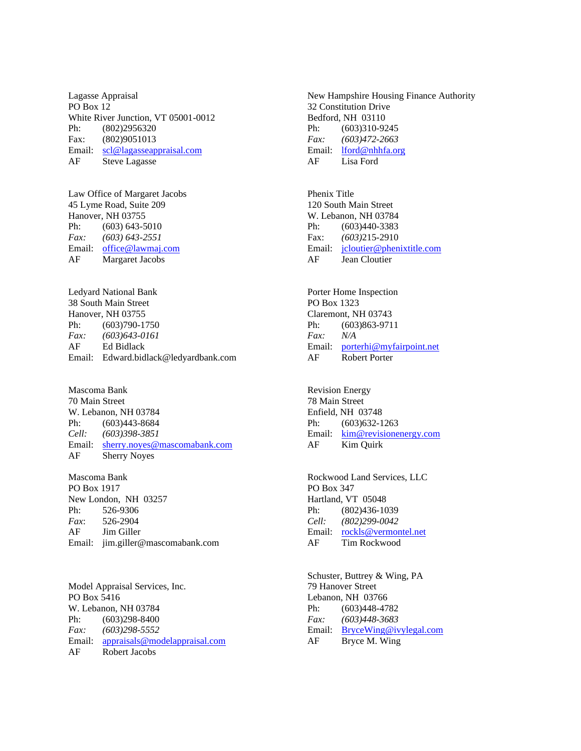Lagasse Appraisal  
PO Box 12  
White River Junction, VT 05001-0012  
Ph: (802)2956320  
Fax: (802)9051013  
Email: scl@lagasseappraisal.com  
AF Steve Lagasse

Law Office of Margaret Jacobs  
45 Lyme Road, Suite 209  
Hanover, NH 03755  
Ph: (603) 643-5010  
*Fax: (603) 643-2551*  
Email: office@lawmaj.com  
AF Margaret Jacobs

Ledyard National Bank  
38 South Main Street  
Hanover, NH 03755  
Ph: (603)790-1750  
*Fax: (603)643-0161*  
AF Ed Bidlack  
Email: Edward.bidlack@ledyardbank.com

Mascoma Bank  
70 Main Street  
W. Lebanon, NH 03784  
Ph: (603)443-8684  
*Cell: (603)398-3851*  
Email: sherry.noyes@mascomabank.com  
AF Sherry Noyes

Mascoma Bank  
PO Box 1917  
New London, NH 03257  
Ph: 526-9306  
*Fax*: 526-2904  
AF Jim Giller  
Email: jim.giller@mascomabank.com

Model Appraisal Services, Inc.  
PO Box 5416  
W. Lebanon, NH 03784  
Ph: (603)298-8400  
*Fax: (603)298-5552*  
Email: appraisals@modelappraisal.com  
AF Robert Jacobs

New Hampshire Housing Finance Authority  
32 Constitution Drive  
Bedford, NH 03110  
Ph: (603)310-9245  
*Fax: (603)472-2663*  
Email: lford@nhhfa.org  
AF Lisa Ford

Phenix Title  
120 South Main Street  
W. Lebanon, NH 03784  
Ph: (603)440-3383  
Fax: *(603)*215-2910  
Email: jcloutier@phenixtitle.com  
AF Jean Cloutier

Porter Home Inspection  
PO Box 1323  
Claremont, NH 03743  
Ph: (603)863-9711  
*Fax: N/A*  
Email: porterhi@myfairpoint.net  
AF Robert Porter

Revision Energy  
78 Main Street  
Enfield, NH 03748  
Ph: (603)632-1263  
Email: kim@revisionenergy.com  
AF Kim Quirk

Rockwood Land Services, LLC  
PO Box 347  
Hartland, VT 05048  
Ph: (802)436-1039  
*Cell: (802)299-0042*  
Email: rockls@vermontel.net  
AF Tim Rockwood

Schuster, Buttrey & Wing, PA  
79 Hanover Street  
Lebanon, NH 03766  
Ph: (603)448-4782  
*Fax: (603)448-3683*  
Email: BryceWing@ivylegal.com  
AF Bryce M. Wing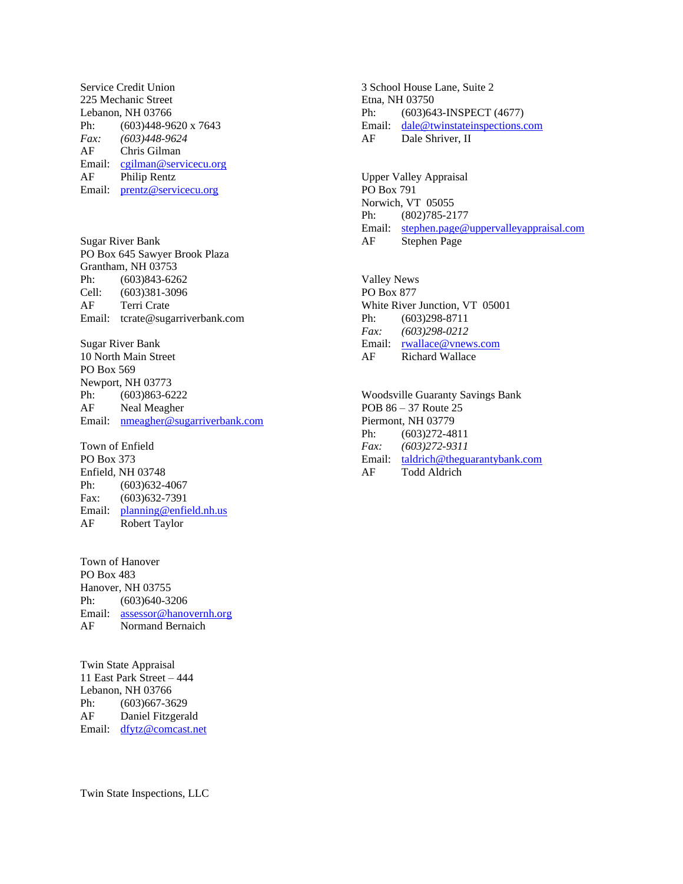Service Credit Union
225 Mechanic Street
Lebanon, NH 03766
Ph: (603)448-9620 x 7643
*Fax: (603)448-9624*
AF Chris Gilman
Email: cgilman@servicecu.org
AF Philip Rentz
Email: prentz@servicecu.org

Sugar River Bank
PO Box 645 Sawyer Brook Plaza
Grantham, NH 03753
Ph: (603)843-6262
Cell: (603)381-3096
AF Terri Crate
Email: tcrate@sugarriverbank.com

Sugar River Bank
10 North Main Street
PO Box 569
Newport, NH 03773
Ph: (603)863-6222
AF Neal Meagher
Email: nmeagher@sugarriverbank.com

Town of Enfield
PO Box 373
Enfield, NH 03748
Ph: (603)632-4067
Fax: (603)632-7391
Email: planning@enfield.nh.us
AF Robert Taylor

Town of Hanover
PO Box 483
Hanover, NH 03755
Ph: (603)640-3206
Email: assessor@hanovernh.org
AF Normand Bernaich

Twin State Appraisal
11 East Park Street – 444
Lebanon, NH 03766
Ph: (603)667-3629
AF Daniel Fitzgerald
Email: dfytz@comcast.net

Twin State Inspections, LLC
3 School House Lane, Suite 2
Etna, NH 03750
Ph: (603)643-INSPECT (4677)
Email: dale@twinstateinspections.com
AF Dale Shriver, II

Upper Valley Appraisal
PO Box 791
Norwich, VT 05055
Ph: (802)785-2177
Email: stephen.page@uppervalleyappraisal.com
AF Stephen Page

Valley News
PO Box 877
White River Junction, VT 05001
Ph: (603)298-8711
*Fax: (603)298-0212*
Email: rwallace@vnews.com
AF Richard Wallace

Woodsville Guaranty Savings Bank
POB 86 – 37 Route 25
Piermont, NH 03779
Ph: (603)272-4811
*Fax: (603)272-9311*
Email: taldrich@theguarantybank.com
AF Todd Aldrich